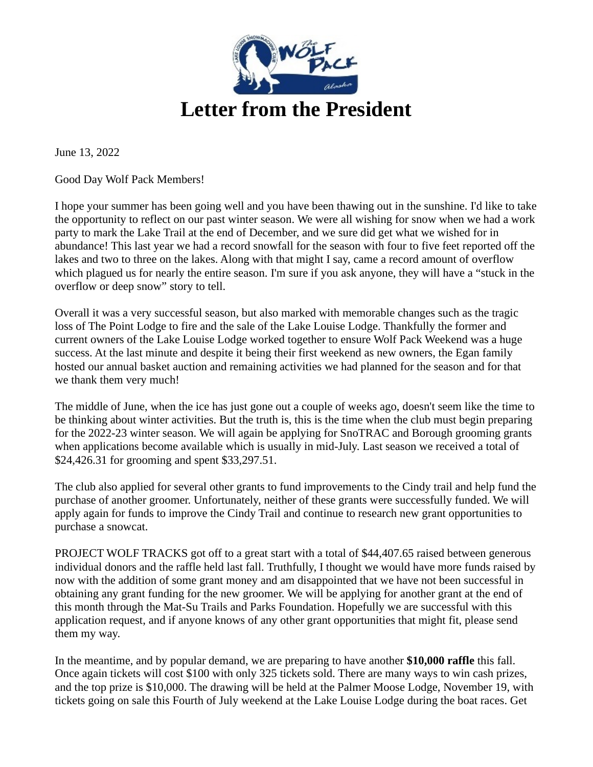# Letter from the President

June 13, 2022

Good Day Wolf Pack Members!

I hope your summer has been going well and you have been thawing out in the sunshine. I'd like to take the opportunity to reflect on our past winter season. We were all wishing for snow when we had a work party to mark the Lake Trail at the end of December, and we sure did get what we wished for in abundance! This last year we had a record snowfall for the season with four to five feet reported off the lakes and two to three on the lakes. Along with that might I say, came a record amount of overflow which plagued us for nearly the entire season. I'm sure if you ask anyone, they will have a “stuck in the overflow or deep snow” story to tell.

Overall it was a very successful season, but also marked with memorable changes such as the tragic loss of The Point Lodge to fire and the sale of the Lake Louise Lodge. Thankfully the former and current owners of the Lake Louise Lodge worked together to ensure Wolf Pack Weekend was a huge success. At the last minute and despite it being their first weekend as new owners, the Egan family hosted our annual basket auction and remaining activities we had planned for the season and for that we thank them very much!

The middle of June, when the ice has just gone out a couple of weeks ago, doesn't seem like the time to be thinking about winter activities. But the truth is, this is the time when the club must begin preparing for the 2022-23 winter season. We will again be applying for SnoTRAC and Borough grooming grants when applications become available which is usually in mid-July. Last season we received a total of $24,426.31 for grooming and spent $33,297.51.

The club also applied for several other grants to fund improvements to the Cindy trail and help fund the purchase of another groomer. Unfortunately, neither of these grants were successfully funded. We will apply again for funds to improve the Cindy Trail and continue to research new grant opportunities to purchase a snowcat.

PROJECT WOLF TRACKS got off to a great start with a total of $44,407.65 raised between generous individual donors and the raffle held last fall. Truthfully, I thought we would have more funds raised by now with the addition of some grant money and am disappointed that we have not been successful in obtaining any grant funding for the new groomer. We will be applying for another grant at the end of this month through the Mat-Su Trails and Parks Foundation. Hopefully we are successful with this application request, and if anyone knows of any other grant opportunities that might fit, please send them my way.

In the meantime, and by popular demand, we are preparing to have another **$10,000 raffle** this fall. Once again tickets will cost $100 with only 325 tickets sold. There are many ways to win cash prizes, and the top prize is $10,000. The drawing will be held at the Palmer Moose Lodge, November 19, with tickets going on sale this Fourth of July weekend at the Lake Louise Lodge during the boat races. Get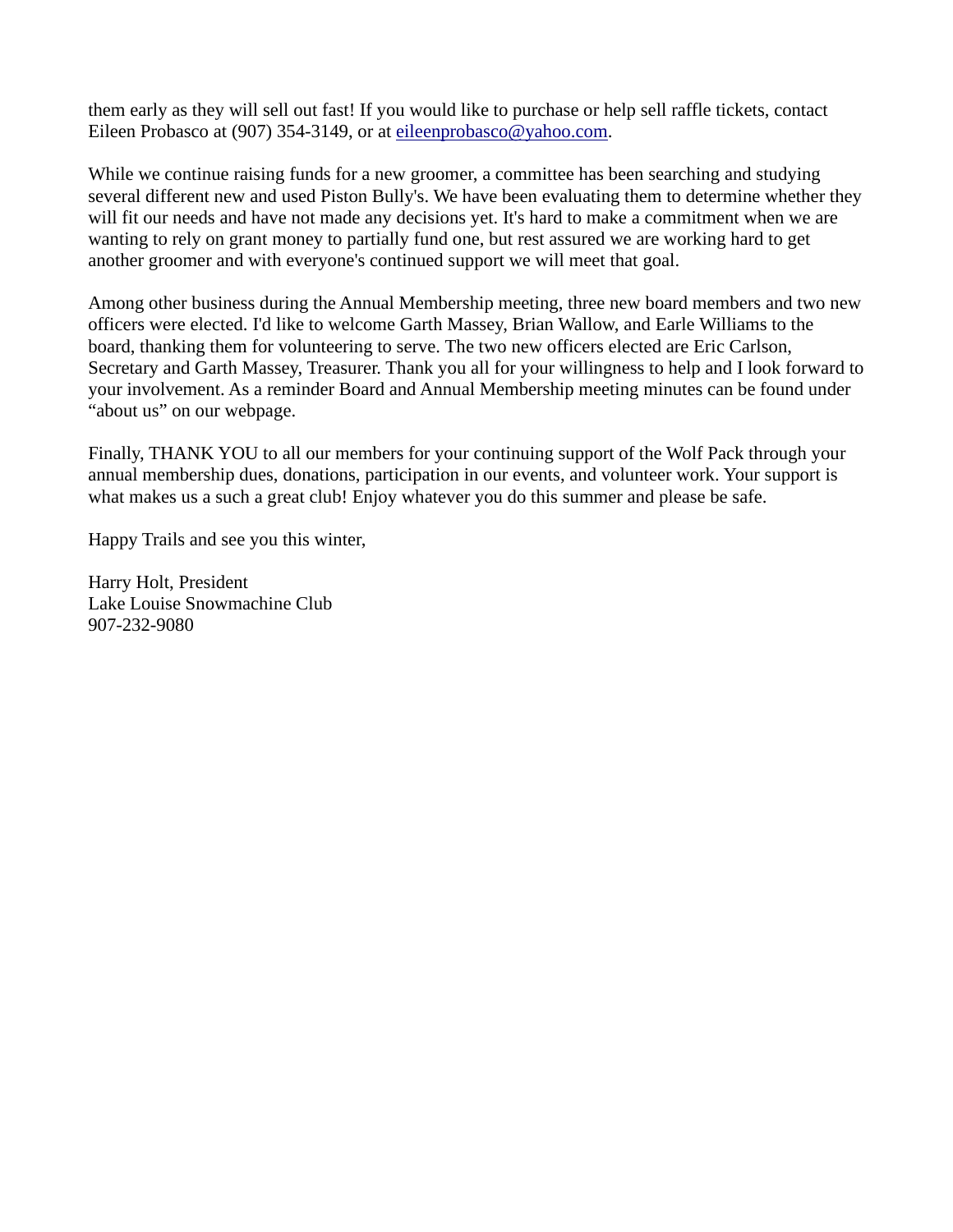them early as they will sell out fast! If you would like to purchase or help sell raffle tickets, contact Eileen Probasco at (907) 354-3149, or at eileenprobasco@yahoo.com.

While we continue raising funds for a new groomer, a committee has been searching and studying several different new and used Piston Bully's. We have been evaluating them to determine whether they will fit our needs and have not made any decisions yet. It's hard to make a commitment when we are wanting to rely on grant money to partially fund one, but rest assured we are working hard to get another groomer and with everyone's continued support we will meet that goal.

Among other business during the Annual Membership meeting, three new board members and two new officers were elected. I'd like to welcome Garth Massey, Brian Wallow, and Earle Williams to the board, thanking them for volunteering to serve. The two new officers elected are Eric Carlson, Secretary and Garth Massey, Treasurer. Thank you all for your willingness to help and I look forward to your involvement. As a reminder Board and Annual Membership meeting minutes can be found under “about us” on our webpage.

Finally, THANK YOU to all our members for your continuing support of the Wolf Pack through your annual membership dues, donations, participation in our events, and volunteer work. Your support is what makes us a such a great club! Enjoy whatever you do this summer and please be safe.

Happy Trails and see you this winter,

Harry Holt, President  
Lake Louise Snowmachine Club  
907-232-9080